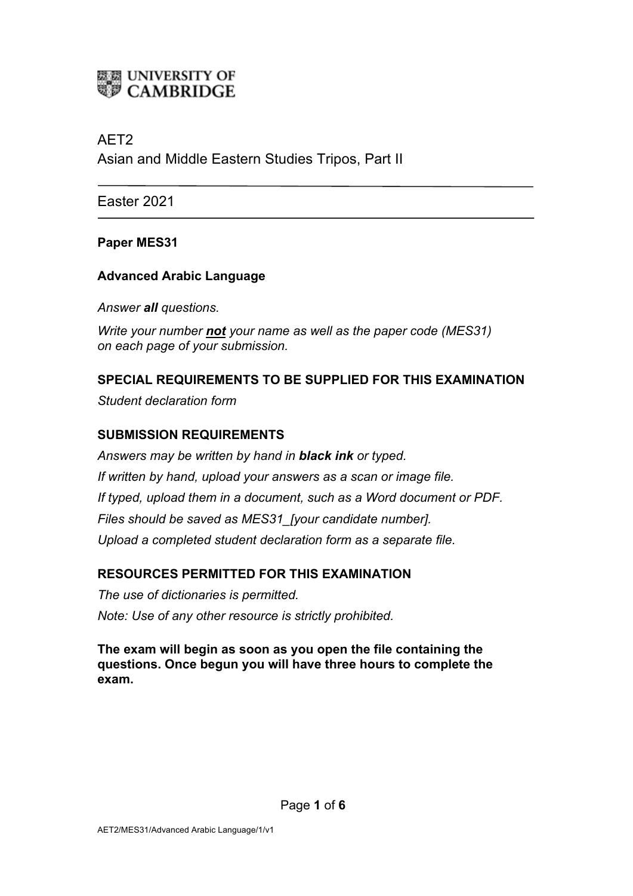UNIVERSITY OF CAMBRIDGE

AET2
Asian and Middle Eastern Studies Tripos, Part II

---

Easter 2021

---

**Paper MES31**

**Advanced Arabic Language**

*Answer **all** questions.*

*Write your number **not** your name as well as the paper code (MES31) on each page of your submission.*

**SPECIAL REQUIREMENTS TO BE SUPPLIED FOR THIS EXAMINATION**

*Student declaration form*

**SUBMISSION REQUIREMENTS**

*Answers may be written by hand in **black ink** or typed.*
*If written by hand, upload your answers as a scan or image file.*
*If typed, upload them in a document, such as a Word document or PDF.*
*Files should be saved as MES31_[your candidate number].*
*Upload a completed student declaration form as a separate file.*

**RESOURCES PERMITTED FOR THIS EXAMINATION**

*The use of dictionaries is permitted.*
*Note: Use of any other resource is strictly prohibited.*

**The exam will begin as soon as you open the file containing the questions. Once begun you will have three hours to complete the exam.**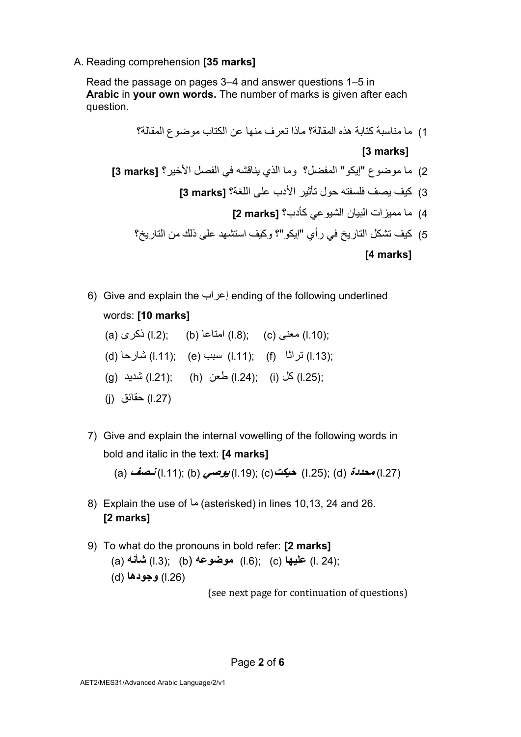A. Reading comprehension **[35 marks]**

Read the passage on pages 3–4 and answer questions 1–5 in **Arabic** in **your own words.** The number of marks is given after each question.

1) ما مناسبة كتابة هذه المقالة؟ ماذا تعرف منها عن الكتاب موضوع المقالة؟ **[3 marks]**

2) ما موضوع "إيكو" المفضل؟ وما الذي يناقشه في الفصل الأخير؟ **[3 marks]**

3) كيف يصف فلسفته حول تأثير الأدب على اللغة؟ **[3 marks]**

4) ما مميزات البيان الشيوعي كأدب؟ **[2 marks]**

5) كيف تشكل التاريخ في رأي "إيكو"؟ وكيف استشهد على ذلك من التاريخ؟ **[4 marks]**

6) Give and explain the إعراب ending of the following underlined words: **[10 marks]**

   (a) ذكرى (l.2); (b) امتاعا (l.8); (c) معنى (l.10);
   (d) شارحا (l.11); (e) سبب (l.11); (f) تراثا (l.13);
   (g) شديد (l.21); (h) طعن (l.24); (i) كل (l.25);
   (j) حقائق (l.27)

7) Give and explain the internal vowelling of the following words in bold and italic in the text: **[4 marks]**

   (a) ***نصف*** (l.11); (b) ***يوصي*** (l.19); (c) ***حيكت*** (l.25); (d) ***محددة*** (l.27)

8) Explain the use of ما (asterisked) in lines 10,13, 24 and 26. **[2 marks]**

9) To what do the pronouns in bold refer: **[2 marks]**
   (a) **شأنه** (l.3); (b) **موضوعه** (l.6); (c) **عليها** (l. 24);
   (d) **وجودها** (l.26)

(see next page for continuation of questions)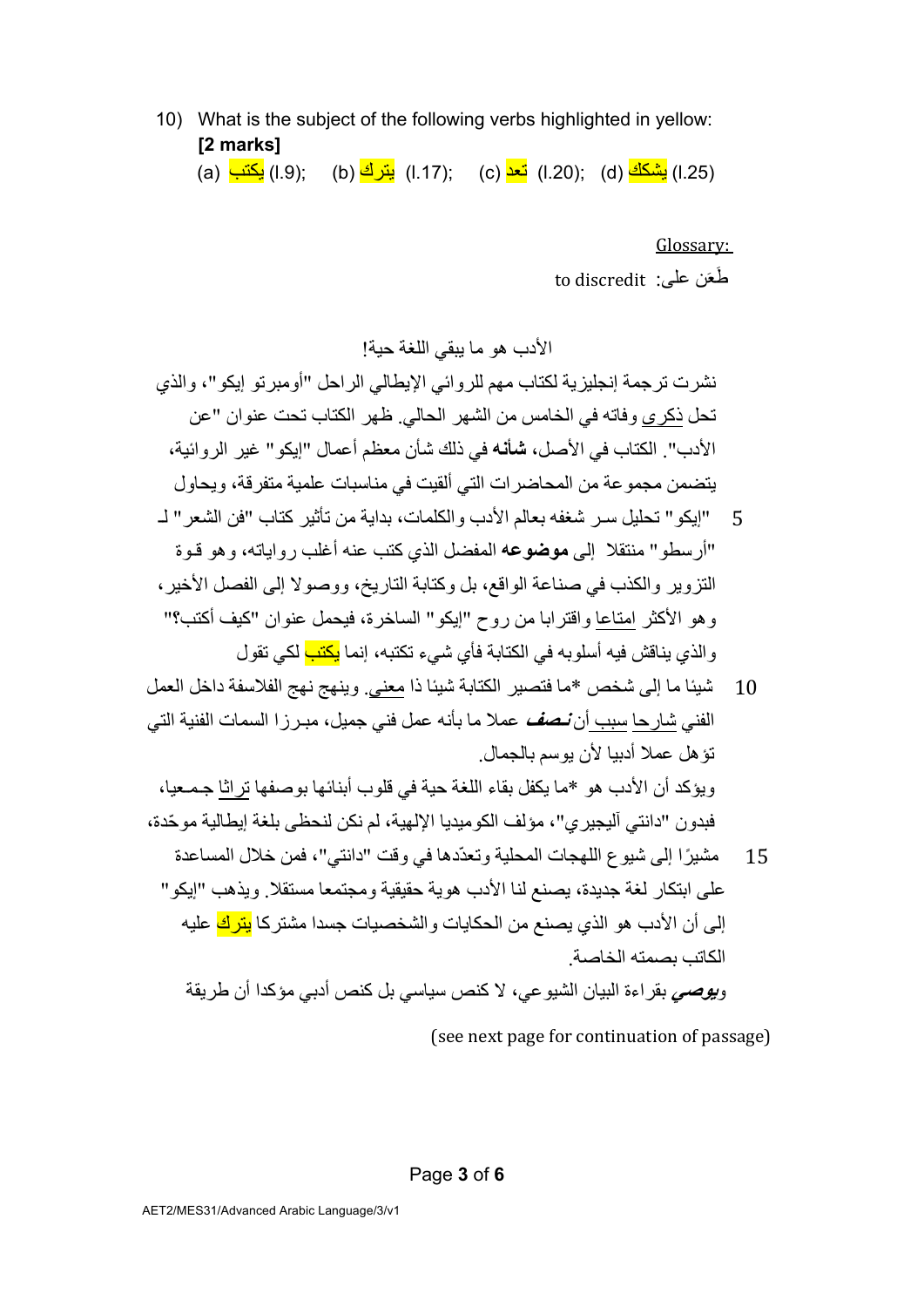10) What is the subject of the following verbs highlighted in yellow: **[2 marks]**

(a) يكتب (l.9);  (b) يترك (l.17);  (c) تعد (l.20);  (d) يشكك (l.25)

Glossary:

طَعَن على: to discredit

الأدب هو ما يبقي اللغة حية!

نشرت ترجمة إنجليزية لكتاب مهم للروائي الإيطالي الراحل "أومبرتو إيكو"، والذي تحل ذكرى وفاته في الخامس من الشهر الحالي. ظهر الكتاب تحت عنوان "عن الأدب". الكتاب في الأصل، **شأنه** في ذلك شأن معظم أعمال "إيكو" غير الروائية، يتضمن مجموعة من المحاضرات التي ألقيت في مناسبات علمية متفرقة، ويحاول

5 "إيكو" تحليل سر شغفه بعالم الأدب والكلمات، بداية من تأثير كتاب "فن الشعر" لـ "أرسطو" منتقلا إلى **موضوعه** المفضل الذي كتب عنه أغلب رواياته، وهو قوة التزوير والكذب في صناعة الواقع، بل وكتابة التاريخ، ووصولا إلى الفصل الأخير، وهو الأكثر امتاعا واقترابا من روح "إيكو" الساخرة، فيحمل عنوان "كيف أكتب؟" والذي يناقش فيه أسلوبه في الكتابة فأي شيء تكتبه، إنما يكتب لكي تقول

10 شيئا ما إلى شخص *ما فتصير الكتابة شيئا ذا معنى. وينهج نهج الفلاسفة داخل العمل الفني شارحا سبب أن ***نصف*** عملا ما بأنه عمل فني جميل، مبرزا السمات الفنية التي تؤهل عملا أدبيا لأن يوسم بالجمال.

ويؤكد أن الأدب هو *ما يكفل بقاء اللغة حية في قلوب أبنائها بوصفها تراثا جمعيا، فبدون "دانتي أليجيري"، مؤلف الكوميديا الإلهية، لم نكن لنحظى بلغة إيطالية موحّدة،

15 مشيرًا إلى شيوع اللهجات المحلية وتعدّدها في وقت "دانتي"، فمن خلال المساعدة على ابتكار لغة جديدة، يصنع لنا الأدب هوية حقيقية ومجتمعا مستقلا. ويذهب "إيكو" إلى أن الأدب هو الذي يصنع من الحكايات والشخصيات جسدا مشتركا يترك عليه الكاتب بصمته الخاصة.

***ويوصي*** بقراءة البيان الشيوعي، لا كنص سياسي بل كنص أدبي مؤكدا أن طريقة

(see next page for continuation of passage)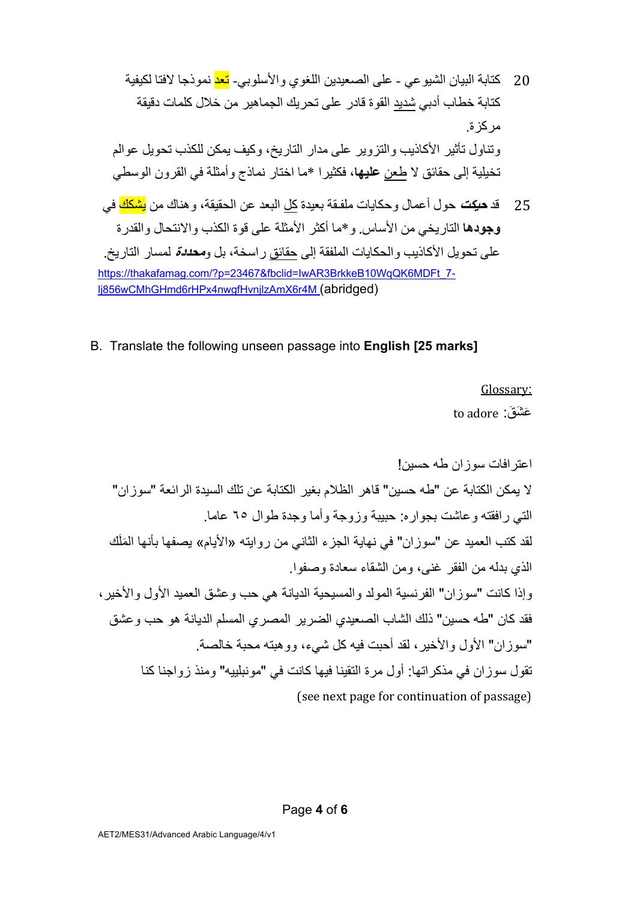20 كتابة البيان الشيوعي - على الصعيدين اللغوي والأسلوبي- تعد نموذجا لافتا لكيفية كتابة خطاب أدبي شديد القوة قادر على تحريك الجماهير من خلال كلمات دقيقة مركزة.

وتناول تأثير الأكاذيب والتزوير على مدار التاريخ، وكيف يمكن للكذب تحويل عوالم تخيلية إلى حقائق لا طعن **عليها**، فكثيرا *ما اختار نماذج وأمثلة في القرون الوسطى

25 قد **حيكت** حول أعمال وحكايات ملفقة بعيدة كل البعد عن الحقيقة، وهناك من يشكك في **وجودها** التاريخي من الأساس. و*ما أكثر الأمثلة على قوة الكذب والانتحال والقدرة على تحويل الأكاذيب والحكايات الملفقة إلى حقائق راسخة، بل و***محددة*** لمسار التاريخ.

https://thakafamag.com/?p=23467&fbclid=IwAR3BrkkeB10WqQK6MDFt_7-lj856wCMhGHmd6rHPx4nwgfHvnjlzAmX6r4M (abridged)

B. Translate the following unseen passage into **English [25 marks]**

Glossary:

عَشِقَ: to adore

اعترافات سوزان طه حسين!

لا يمكن الكتابة عن "طه حسين" قاهر الظلام بغير الكتابة عن تلك السيدة الرائعة "سوزان" التي رافقته وعاشت بجواره: حبيبة وزوجة وأما وجدة طوال ٦٥ عاما.

لقد كتب العميد عن "سوزان" في نهاية الجزء الثاني من روايته «الأيام» يصفها بأنها المَلَك الذي بدله من الفقر غنى، ومن الشقاء سعادة وصفوا.

وإذا كانت "سوزان" الفرنسية المولد والمسيحية الديانة هي حب وعشق العميد الأول والأخير، فقد كان "طه حسين" ذلك الشاب الصعيدي الضرير المصري المسلم الديانة هو حب وعشق "سوزان" الأول والأخير، لقد أحبت فيه كل شيء، ووهبته محبة خالصة.

تقول سوزان في مذكراتها: أول مرة التقينا فيها كانت في "مونبلييه" ومنذ زواجنا كنا

(see next page for continuation of passage)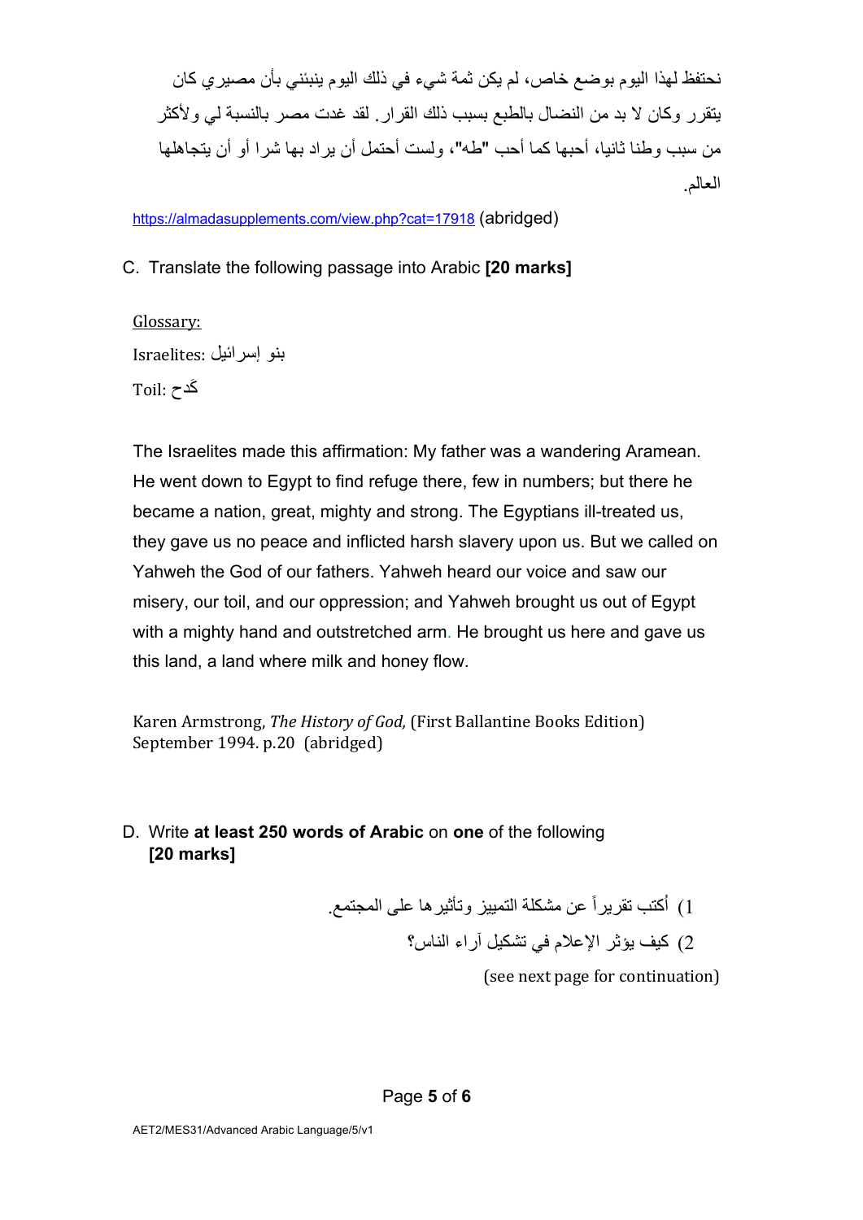نحتفظ لهذا اليوم بوضع خاص، لم يكن ثمة شيء في ذلك اليوم ينبئني بأن مصيري كان يتقرر وكان لا بد من النضال بالطبع بسبب ذلك القرار. لقد غدت مصر بالنسبة لي ولأكثر من سبب وطنا ثانيا، أحبها كما أحب "طه"، ولست أحتمل أن يراد بها شرا أو أن يتجاهلها العالم.

https://almadasupplements.com/view.php?cat=17918 (abridged)

C. Translate the following passage into Arabic **[20 marks]**

Glossary:

Israelites: بنو إسرائيل

Toil: كَدح

The Israelites made this affirmation: My father was a wandering Aramean. He went down to Egypt to find refuge there, few in numbers; but there he became a nation, great, mighty and strong. The Egyptians ill-treated us, they gave us no peace and inflicted harsh slavery upon us. But we called on Yahweh the God of our fathers. Yahweh heard our voice and saw our misery, our toil, and our oppression; and Yahweh brought us out of Egypt with a mighty hand and outstretched arm. He brought us here and gave us this land, a land where milk and honey flow.

Karen Armstrong, *The History of God,* (First Ballantine Books Edition) September 1994. p.20 (abridged)

D. Write **at least 250 words of Arabic** on **one** of the following **[20 marks]**

1) أكتب تقريراً عن مشكلة التمييز وتأثيرها على المجتمع.

2) كيف يؤثر الإعلام في تشكيل آراء الناس؟

(see next page for continuation)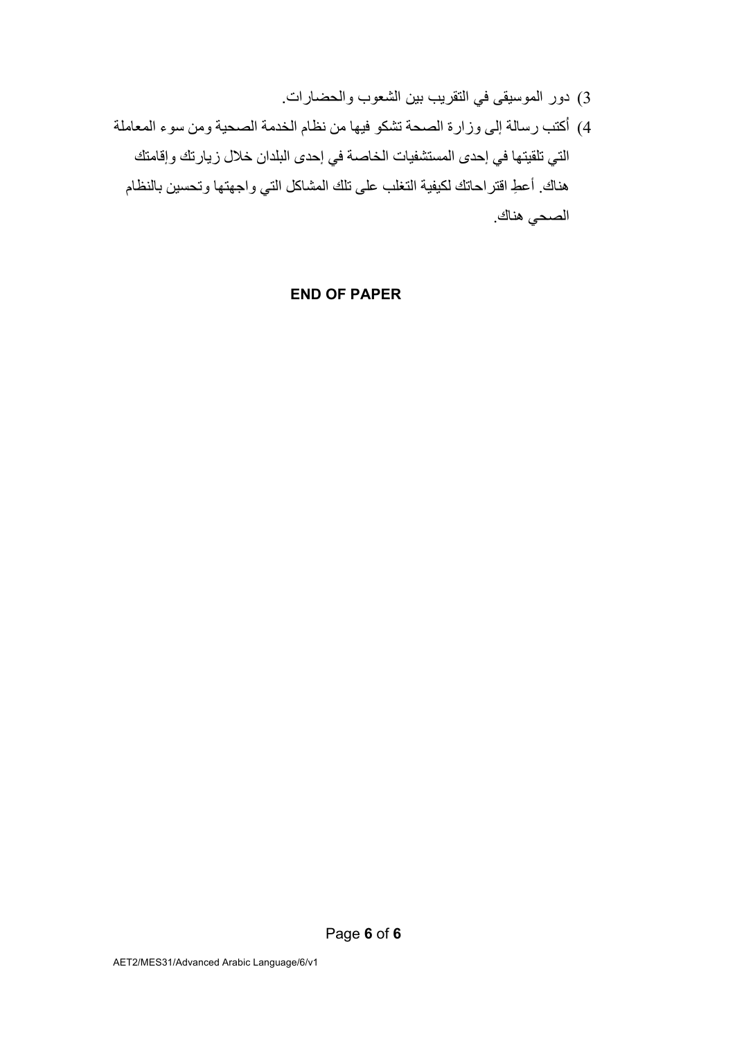3) دور الموسيقى في التقريب بين الشعوب والحضارات.

4) أكتب رسالة إلى وزارة الصحة تشكو فيها من نظام الخدمة الصحية ومن سوء المعاملة التي تلقيتها في إحدى المستشفيات الخاصة في إحدى البلدان خلال زيارتك وإقامتك هناك. أعطِ اقتراحاتك لكيفية التغلب على تلك المشاكل التي واجهتها وتحسين بالنظام الصحي هناك.

**END OF PAPER**